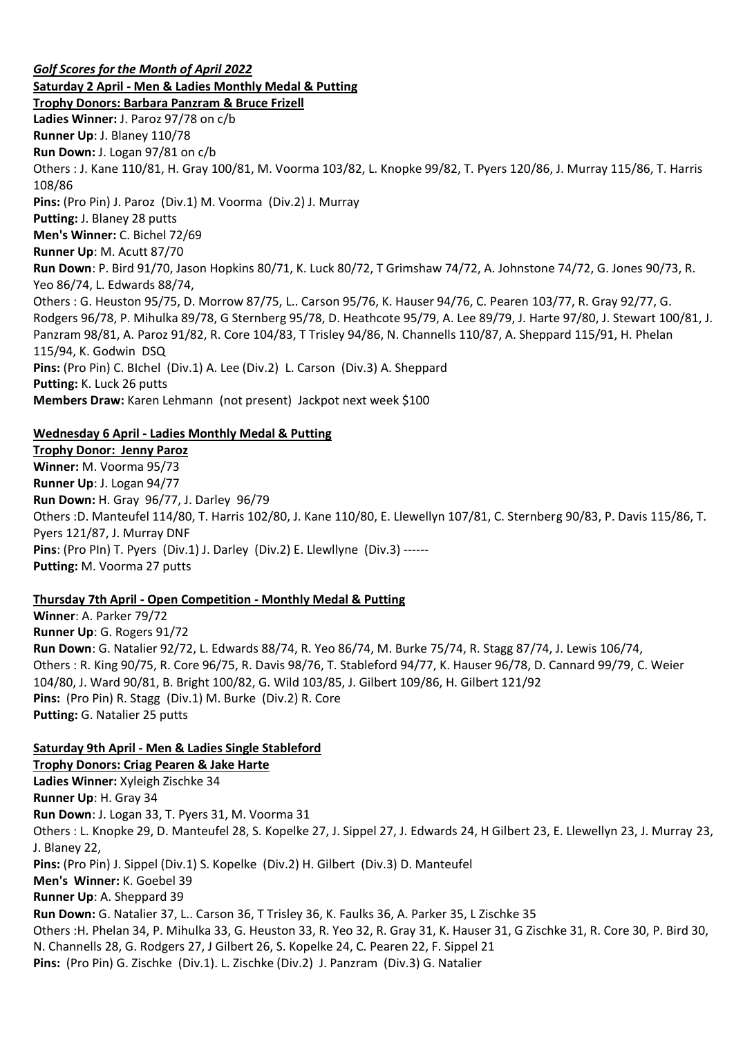***Golf Scores for the Month of April 2022***

**Saturday 2 April - Men & Ladies Monthly Medal & Putting**

**Trophy Donors: Barbara Panzram & Bruce Frizell**

**Ladies Winner:** J. Paroz 97/78 on c/b

**Runner Up**: J. Blaney 110/78

**Run Down:** J. Logan 97/81 on c/b

Others : J. Kane 110/81, H. Gray 100/81, M. Voorma 103/82, L. Knopke 99/82, T. Pyers 120/86, J. Murray 115/86, T. Harris 108/86

**Pins:** (Pro Pin) J. Paroz (Div.1) M. Voorma (Div.2) J. Murray

**Putting:** J. Blaney 28 putts

**Men's Winner:** C. Bichel 72/69

**Runner Up**: M. Acutt 87/70

**Run Down**: P. Bird 91/70, Jason Hopkins 80/71, K. Luck 80/72, T Grimshaw 74/72, A. Johnstone 74/72, G. Jones 90/73, R. Yeo 86/74, L. Edwards 88/74,

Others : G. Heuston 95/75, D. Morrow 87/75, L.. Carson 95/76, K. Hauser 94/76, C. Pearen 103/77, R. Gray 92/77, G. Rodgers 96/78, P. Mihulka 89/78, G Sternberg 95/78, D. Heathcote 95/79, A. Lee 89/79, J. Harte 97/80, J. Stewart 100/81, J. Panzram 98/81, A. Paroz 91/82, R. Core 104/83, T Trisley 94/86, N. Channells 110/87, A. Sheppard 115/91, H. Phelan 115/94, K. Godwin DSQ

**Pins:** (Pro Pin) C. BIchel (Div.1) A. Lee (Div.2) L. Carson (Div.3) A. Sheppard

**Putting:** K. Luck 26 putts

**Members Draw:** Karen Lehmann (not present) Jackpot next week $100

**Wednesday 6 April - Ladies Monthly Medal & Putting**

**Trophy Donor: Jenny Paroz**

**Winner:** M. Voorma 95/73

**Runner Up**: J. Logan 94/77

**Run Down:** H. Gray 96/77, J. Darley 96/79

Others :D. Manteufel 114/80, T. Harris 102/80, J. Kane 110/80, E. Llewellyn 107/81, C. Sternberg 90/83, P. Davis 115/86, T. Pyers 121/87, J. Murray DNF

**Pins**: (Pro PIn) T. Pyers (Div.1) J. Darley (Div.2) E. Llewllyne (Div.3) ------

**Putting:** M. Voorma 27 putts

**Thursday 7th April - Open Competition - Monthly Medal & Putting**

**Winner**: A. Parker 79/72

**Runner Up**: G. Rogers 91/72

**Run Down**: G. Natalier 92/72, L. Edwards 88/74, R. Yeo 86/74, M. Burke 75/74, R. Stagg 87/74, J. Lewis 106/74,

Others : R. King 90/75, R. Core 96/75, R. Davis 98/76, T. Stableford 94/77, K. Hauser 96/78, D. Cannard 99/79, C. Weier 104/80, J. Ward 90/81, B. Bright 100/82, G. Wild 103/85, J. Gilbert 109/86, H. Gilbert 121/92

**Pins:** (Pro Pin) R. Stagg (Div.1) M. Burke (Div.2) R. Core

**Putting:** G. Natalier 25 putts

**Saturday 9th April - Men & Ladies Single Stableford**

**Trophy Donors: Criag Pearen & Jake Harte**

**Ladies Winner:** Xyleigh Zischke 34

**Runner Up**: H. Gray 34

**Run Down**: J. Logan 33, T. Pyers 31, M. Voorma 31

Others : L. Knopke 29, D. Manteufel 28, S. Kopelke 27, J. Sippel 27, J. Edwards 24, H Gilbert 23, E. Llewellyn 23, J. Murray 23, J. Blaney 22,

**Pins:** (Pro Pin) J. Sippel (Div.1) S. Kopelke (Div.2) H. Gilbert (Div.3) D. Manteufel

**Men's Winner:** K. Goebel 39

**Runner Up**: A. Sheppard 39

**Run Down:** G. Natalier 37, L.. Carson 36, T Trisley 36, K. Faulks 36, A. Parker 35, L Zischke 35

Others :H. Phelan 34, P. Mihulka 33, G. Heuston 33, R. Yeo 32, R. Gray 31, K. Hauser 31, G Zischke 31, R. Core 30, P. Bird 30, N. Channells 28, G. Rodgers 27, J Gilbert 26, S. Kopelke 24, C. Pearen 22, F. Sippel 21

**Pins:** (Pro Pin) G. Zischke (Div.1). L. Zischke (Div.2) J. Panzram (Div.3) G. Natalier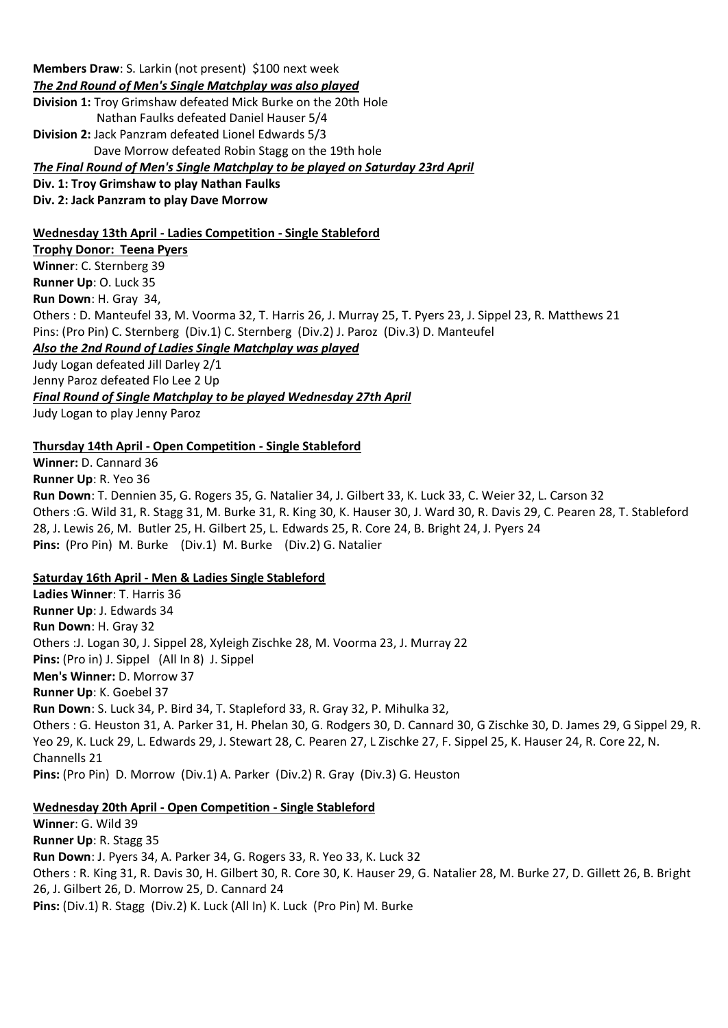**Members Draw**: S. Larkin (not present)  $100 next week

***The 2nd Round of Men's Single Matchplay was also played***

**Division 1:** Troy Grimshaw defeated Mick Burke on the 20th Hole
Nathan Faulks defeated Daniel Hauser 5/4

**Division 2:** Jack Panzram defeated Lionel Edwards 5/3
Dave Morrow defeated Robin Stagg on the 19th hole

***The Final Round of Men's Single Matchplay to be played on Saturday 23rd April***

**Div. 1: Troy Grimshaw to play Nathan Faulks**

**Div. 2: Jack Panzram to play Dave Morrow**

**Wednesday 13th April - Ladies Competition - Single Stableford**

**Trophy Donor: Teena Pyers**

**Winner**: C. Sternberg 39

**Runner Up**: O. Luck 35

**Run Down**: H. Gray 34,

Others : D. Manteufel 33, M. Voorma 32, T. Harris 26, J. Murray 25, T. Pyers 23, J. Sippel 23, R. Matthews 21

Pins: (Pro Pin) C. Sternberg (Div.1) C. Sternberg (Div.2) J. Paroz (Div.3) D. Manteufel

***Also the 2nd Round of Ladies Single Matchplay was played***

Judy Logan defeated Jill Darley 2/1

Jenny Paroz defeated Flo Lee 2 Up

***Final Round of Single Matchplay to be played Wednesday 27th April***

Judy Logan to play Jenny Paroz

**Thursday 14th April - Open Competition - Single Stableford**

**Winner:** D. Cannard 36

**Runner Up**: R. Yeo 36

**Run Down**: T. Dennien 35, G. Rogers 35, G. Natalier 34, J. Gilbert 33, K. Luck 33, C. Weier 32, L. Carson 32

Others :G. Wild 31, R. Stagg 31, M. Burke 31, R. King 30, K. Hauser 30, J. Ward 30, R. Davis 29, C. Pearen 28, T. Stableford 28, J. Lewis 26, M. Butler 25, H. Gilbert 25, L. Edwards 25, R. Core 24, B. Bright 24, J. Pyers 24

**Pins:** (Pro Pin) M. Burke (Div.1) M. Burke (Div.2) G. Natalier

**Saturday 16th April - Men & Ladies Single Stableford**

**Ladies Winner**: T. Harris 36

**Runner Up**: J. Edwards 34

**Run Down**: H. Gray 32

Others :J. Logan 30, J. Sippel 28, Xyleigh Zischke 28, M. Voorma 23, J. Murray 22

**Pins:** (Pro in) J. Sippel (All In 8) J. Sippel

**Men's Winner:** D. Morrow 37

**Runner Up**: K. Goebel 37

**Run Down**: S. Luck 34, P. Bird 34, T. Stapleford 33, R. Gray 32, P. Mihulka 32,

Others : G. Heuston 31, A. Parker 31, H. Phelan 30, G. Rodgers 30, D. Cannard 30, G Zischke 30, D. James 29, G Sippel 29, R. Yeo 29, K. Luck 29, L. Edwards 29, J. Stewart 28, C. Pearen 27, L Zischke 27, F. Sippel 25, K. Hauser 24, R. Core 22, N. Channells 21

**Pins:** (Pro Pin) D. Morrow (Div.1) A. Parker (Div.2) R. Gray (Div.3) G. Heuston

**Wednesday 20th April - Open Competition - Single Stableford**

**Winner**: G. Wild 39

**Runner Up**: R. Stagg 35

**Run Down**: J. Pyers 34, A. Parker 34, G. Rogers 33, R. Yeo 33, K. Luck 32

Others : R. King 31, R. Davis 30, H. Gilbert 30, R. Core 30, K. Hauser 29, G. Natalier 28, M. Burke 27, D. Gillett 26, B. Bright 26, J. Gilbert 26, D. Morrow 25, D. Cannard 24

**Pins:** (Div.1) R. Stagg (Div.2) K. Luck (All In) K. Luck (Pro Pin) M. Burke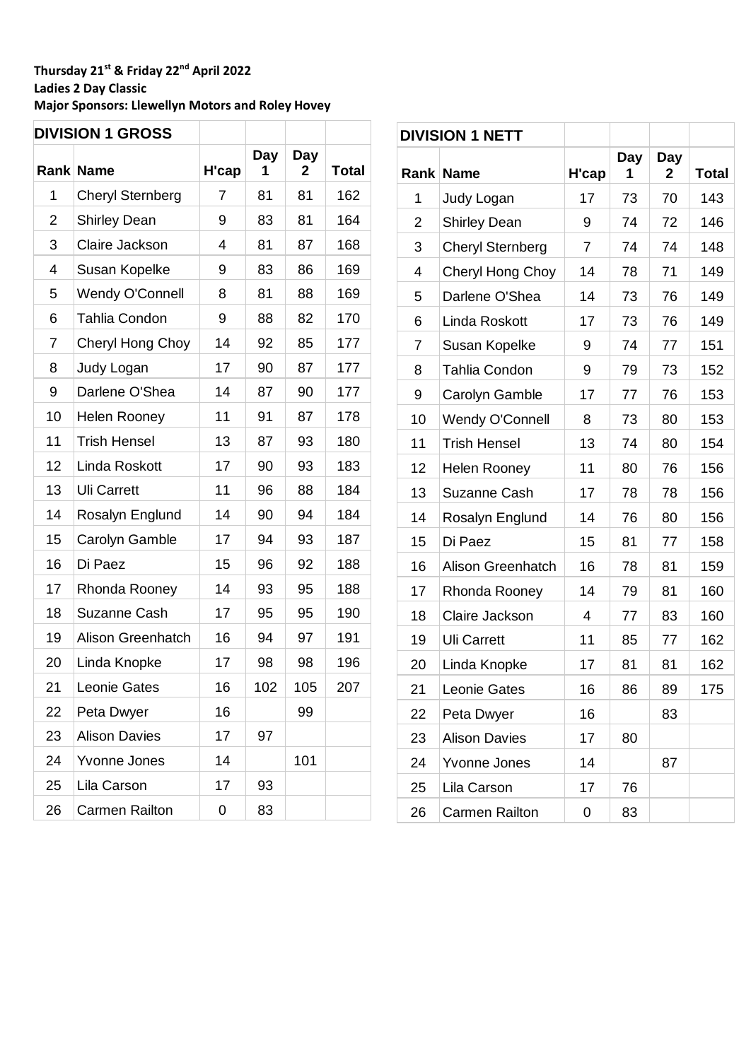**Thursday 21st & Friday 22nd April 2022**
**Ladies 2 Day Classic**
**Major Sponsors: Llewellyn Motors and Roley Hovey**

**DIVISION 1 GROSS**

| Rank | Name | H'cap | Day 1 | Day 2 | Total |
|---|---|---|---|---|---|
| 1 | Cheryl Sternberg | 7 | 81 | 81 | 162 |
| 2 | Shirley Dean | 9 | 83 | 81 | 164 |
| 3 | Claire Jackson | 4 | 81 | 87 | 168 |
| 4 | Susan Kopelke | 9 | 83 | 86 | 169 |
| 5 | Wendy O'Connell | 8 | 81 | 88 | 169 |
| 6 | Tahlia Condon | 9 | 88 | 82 | 170 |
| 7 | Cheryl Hong Choy | 14 | 92 | 85 | 177 |
| 8 | Judy Logan | 17 | 90 | 87 | 177 |
| 9 | Darlene O'Shea | 14 | 87 | 90 | 177 |
| 10 | Helen Rooney | 11 | 91 | 87 | 178 |
| 11 | Trish Hensel | 13 | 87 | 93 | 180 |
| 12 | Linda Roskott | 17 | 90 | 93 | 183 |
| 13 | Uli Carrett | 11 | 96 | 88 | 184 |
| 14 | Rosalyn Englund | 14 | 90 | 94 | 184 |
| 15 | Carolyn Gamble | 17 | 94 | 93 | 187 |
| 16 | Di Paez | 15 | 96 | 92 | 188 |
| 17 | Rhonda Rooney | 14 | 93 | 95 | 188 |
| 18 | Suzanne Cash | 17 | 95 | 95 | 190 |
| 19 | Alison Greenhatch | 16 | 94 | 97 | 191 |
| 20 | Linda Knopke | 17 | 98 | 98 | 196 |
| 21 | Leonie Gates | 16 | 102 | 105 | 207 |
| 22 | Peta Dwyer | 16 | | 99 | |
| 23 | Alison Davies | 17 | 97 | | |
| 24 | Yvonne Jones | 14 | | 101 | |
| 25 | Lila Carson | 17 | 93 | | |
| 26 | Carmen Railton | 0 | 83 | | |

**DIVISION 1 NETT**

| Rank | Name | H'cap | Day 1 | Day 2 | Total |
|---|---|---|---|---|---|
| 1 | Judy Logan | 17 | 73 | 70 | 143 |
| 2 | Shirley Dean | 9 | 74 | 72 | 146 |
| 3 | Cheryl Sternberg | 7 | 74 | 74 | 148 |
| 4 | Cheryl Hong Choy | 14 | 78 | 71 | 149 |
| 5 | Darlene O'Shea | 14 | 73 | 76 | 149 |
| 6 | Linda Roskott | 17 | 73 | 76 | 149 |
| 7 | Susan Kopelke | 9 | 74 | 77 | 151 |
| 8 | Tahlia Condon | 9 | 79 | 73 | 152 |
| 9 | Carolyn Gamble | 17 | 77 | 76 | 153 |
| 10 | Wendy O'Connell | 8 | 73 | 80 | 153 |
| 11 | Trish Hensel | 13 | 74 | 80 | 154 |
| 12 | Helen Rooney | 11 | 80 | 76 | 156 |
| 13 | Suzanne Cash | 17 | 78 | 78 | 156 |
| 14 | Rosalyn Englund | 14 | 76 | 80 | 156 |
| 15 | Di Paez | 15 | 81 | 77 | 158 |
| 16 | Alison Greenhatch | 16 | 78 | 81 | 159 |
| 17 | Rhonda Rooney | 14 | 79 | 81 | 160 |
| 18 | Claire Jackson | 4 | 77 | 83 | 160 |
| 19 | Uli Carrett | 11 | 85 | 77 | 162 |
| 20 | Linda Knopke | 17 | 81 | 81 | 162 |
| 21 | Leonie Gates | 16 | 86 | 89 | 175 |
| 22 | Peta Dwyer | 16 | | 83 | |
| 23 | Alison Davies | 17 | 80 | | |
| 24 | Yvonne Jones | 14 | | 87 | |
| 25 | Lila Carson | 17 | 76 | | |
| 26 | Carmen Railton | 0 | 83 | | |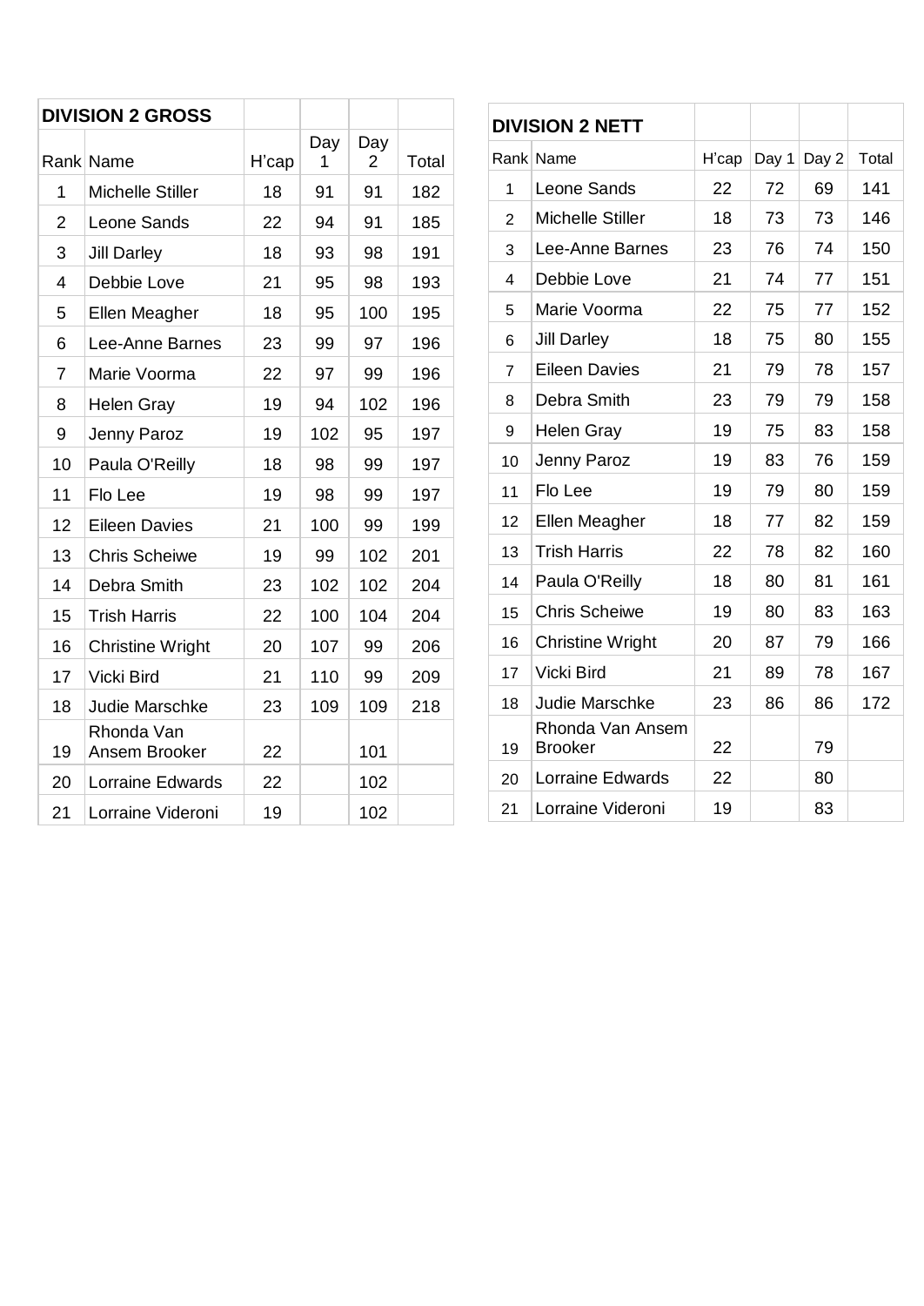**DIVISION 2 GROSS**

| Rank | Name | H'cap | Day 1 | Day 2 | Total |
|---|---|---|---|---|---|
| 1 | Michelle Stiller | 18 | 91 | 91 | 182 |
| 2 | Leone Sands | 22 | 94 | 91 | 185 |
| 3 | Jill Darley | 18 | 93 | 98 | 191 |
| 4 | Debbie Love | 21 | 95 | 98 | 193 |
| 5 | Ellen Meagher | 18 | 95 | 100 | 195 |
| 6 | Lee-Anne Barnes | 23 | 99 | 97 | 196 |
| 7 | Marie Voorma | 22 | 97 | 99 | 196 |
| 8 | Helen Gray | 19 | 94 | 102 | 196 |
| 9 | Jenny Paroz | 19 | 102 | 95 | 197 |
| 10 | Paula O'Reilly | 18 | 98 | 99 | 197 |
| 11 | Flo Lee | 19 | 98 | 99 | 197 |
| 12 | Eileen Davies | 21 | 100 | 99 | 199 |
| 13 | Chris Scheiwe | 19 | 99 | 102 | 201 |
| 14 | Debra Smith | 23 | 102 | 102 | 204 |
| 15 | Trish Harris | 22 | 100 | 104 | 204 |
| 16 | Christine Wright | 20 | 107 | 99 | 206 |
| 17 | Vicki Bird | 21 | 110 | 99 | 209 |
| 18 | Judie Marschke | 23 | 109 | 109 | 218 |
| 19 | Rhonda Van Ansem Brooker | 22 | | 101 | |
| 20 | Lorraine Edwards | 22 | | 102 | |
| 21 | Lorraine Videroni | 19 | | 102 | |

**DIVISION 2 NETT**

| Rank | Name | H'cap | Day 1 | Day 2 | Total |
|---|---|---|---|---|---|
| 1 | Leone Sands | 22 | 72 | 69 | 141 |
| 2 | Michelle Stiller | 18 | 73 | 73 | 146 |
| 3 | Lee-Anne Barnes | 23 | 76 | 74 | 150 |
| 4 | Debbie Love | 21 | 74 | 77 | 151 |
| 5 | Marie Voorma | 22 | 75 | 77 | 152 |
| 6 | Jill Darley | 18 | 75 | 80 | 155 |
| 7 | Eileen Davies | 21 | 79 | 78 | 157 |
| 8 | Debra Smith | 23 | 79 | 79 | 158 |
| 9 | Helen Gray | 19 | 75 | 83 | 158 |
| 10 | Jenny Paroz | 19 | 83 | 76 | 159 |
| 11 | Flo Lee | 19 | 79 | 80 | 159 |
| 12 | Ellen Meagher | 18 | 77 | 82 | 159 |
| 13 | Trish Harris | 22 | 78 | 82 | 160 |
| 14 | Paula O'Reilly | 18 | 80 | 81 | 161 |
| 15 | Chris Scheiwe | 19 | 80 | 83 | 163 |
| 16 | Christine Wright | 20 | 87 | 79 | 166 |
| 17 | Vicki Bird | 21 | 89 | 78 | 167 |
| 18 | Judie Marschke | 23 | 86 | 86 | 172 |
| 19 | Rhonda Van Ansem Brooker | 22 | | 79 | |
| 20 | Lorraine Edwards | 22 | | 80 | |
| 21 | Lorraine Videroni | 19 | | 83 | |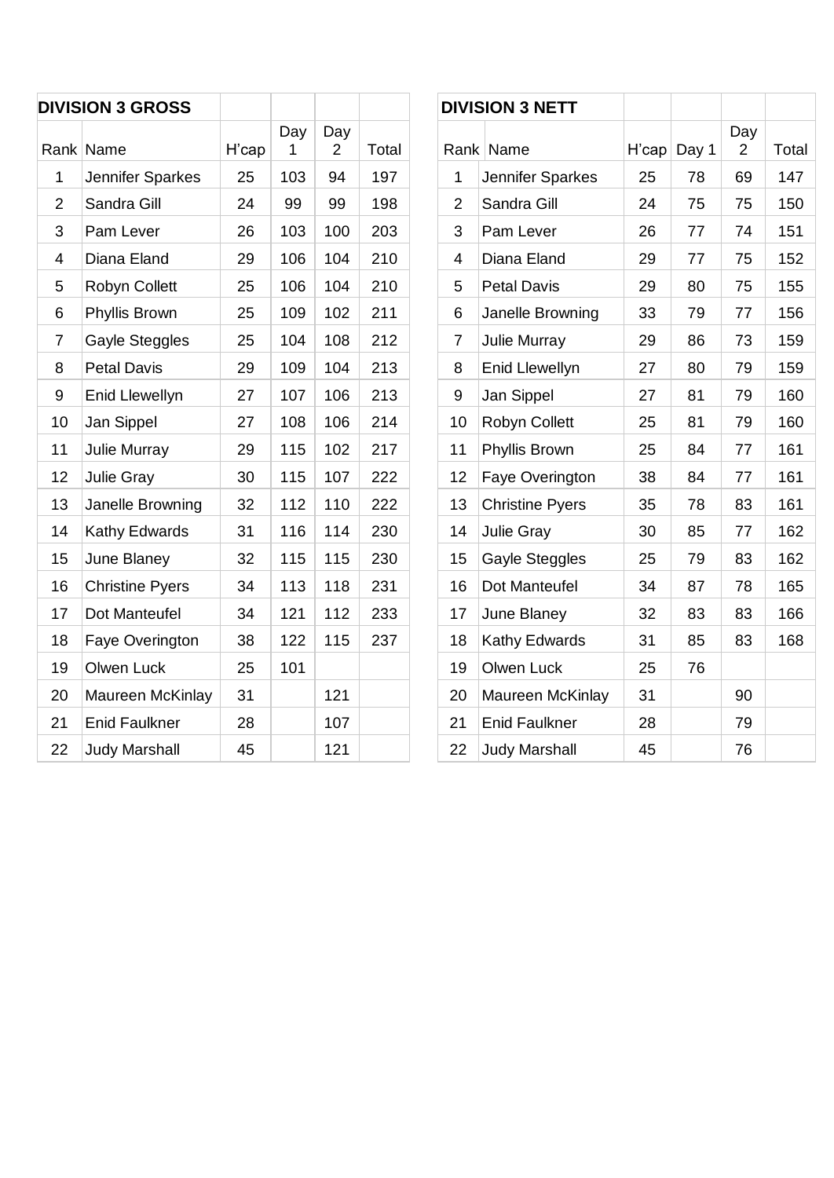## DIVISION 3 GROSS

| Rank | Name | H'cap | Day 1 | Day 2 | Total |
|---|---|---|---|---|---|
| 1 | Jennifer Sparkes | 25 | 103 | 94 | 197 |
| 2 | Sandra Gill | 24 | 99 | 99 | 198 |
| 3 | Pam Lever | 26 | 103 | 100 | 203 |
| 4 | Diana Eland | 29 | 106 | 104 | 210 |
| 5 | Robyn Collett | 25 | 106 | 104 | 210 |
| 6 | Phyllis Brown | 25 | 109 | 102 | 211 |
| 7 | Gayle Steggles | 25 | 104 | 108 | 212 |
| 8 | Petal Davis | 29 | 109 | 104 | 213 |
| 9 | Enid Llewellyn | 27 | 107 | 106 | 213 |
| 10 | Jan Sippel | 27 | 108 | 106 | 214 |
| 11 | Julie Murray | 29 | 115 | 102 | 217 |
| 12 | Julie Gray | 30 | 115 | 107 | 222 |
| 13 | Janelle Browning | 32 | 112 | 110 | 222 |
| 14 | Kathy Edwards | 31 | 116 | 114 | 230 |
| 15 | June Blaney | 32 | 115 | 115 | 230 |
| 16 | Christine Pyers | 34 | 113 | 118 | 231 |
| 17 | Dot Manteufel | 34 | 121 | 112 | 233 |
| 18 | Faye Overington | 38 | 122 | 115 | 237 |
| 19 | Olwen Luck | 25 | 101 | | |
| 20 | Maureen McKinlay | 31 | | 121 | |
| 21 | Enid Faulkner | 28 | | 107 | |
| 22 | Judy Marshall | 45 | | 121 | |

## DIVISION 3 NETT

| Rank | Name | H'cap | Day 1 | Day 2 | Total |
|---|---|---|---|---|---|
| 1 | Jennifer Sparkes | 25 | 78 | 69 | 147 |
| 2 | Sandra Gill | 24 | 75 | 75 | 150 |
| 3 | Pam Lever | 26 | 77 | 74 | 151 |
| 4 | Diana Eland | 29 | 77 | 75 | 152 |
| 5 | Petal Davis | 29 | 80 | 75 | 155 |
| 6 | Janelle Browning | 33 | 79 | 77 | 156 |
| 7 | Julie Murray | 29 | 86 | 73 | 159 |
| 8 | Enid Llewellyn | 27 | 80 | 79 | 159 |
| 9 | Jan Sippel | 27 | 81 | 79 | 160 |
| 10 | Robyn Collett | 25 | 81 | 79 | 160 |
| 11 | Phyllis Brown | 25 | 84 | 77 | 161 |
| 12 | Faye Overington | 38 | 84 | 77 | 161 |
| 13 | Christine Pyers | 35 | 78 | 83 | 161 |
| 14 | Julie Gray | 30 | 85 | 77 | 162 |
| 15 | Gayle Steggles | 25 | 79 | 83 | 162 |
| 16 | Dot Manteufel | 34 | 87 | 78 | 165 |
| 17 | June Blaney | 32 | 83 | 83 | 166 |
| 18 | Kathy Edwards | 31 | 85 | 83 | 168 |
| 19 | Olwen Luck | 25 | 76 | | |
| 20 | Maureen McKinlay | 31 | | 90 | |
| 21 | Enid Faulkner | 28 | | 79 | |
| 22 | Judy Marshall | 45 | | 76 | |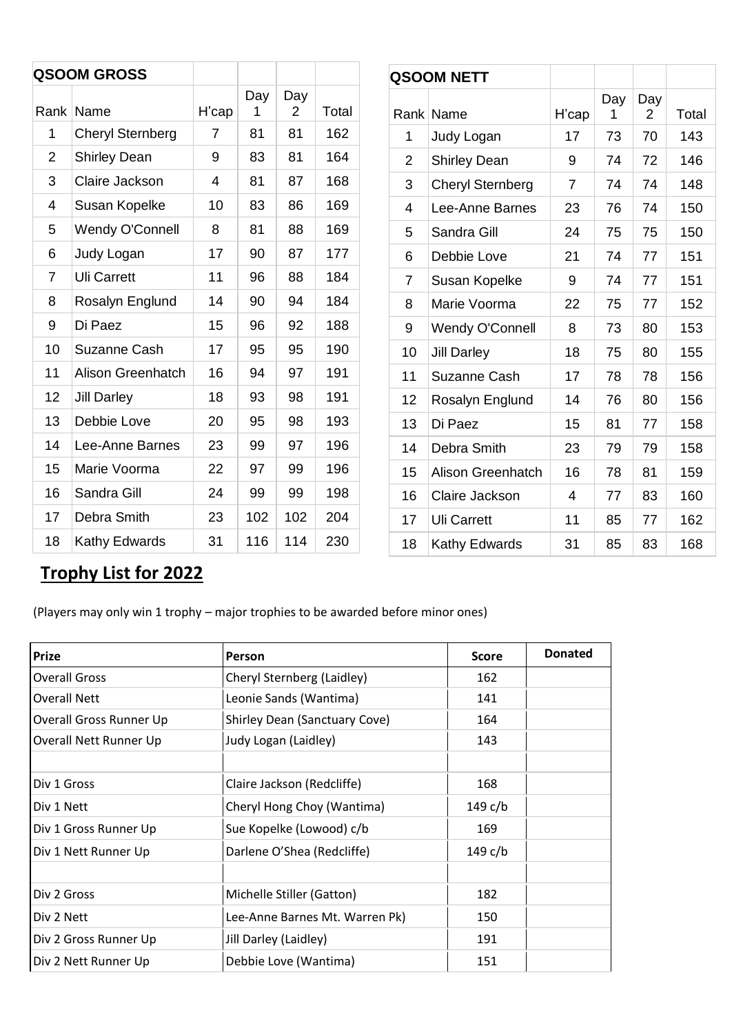| QSOOM GROSS | | | | | |
|---|---|---|---|---|---|
| Rank | Name | H'cap | Day 1 | Day 2 | Total |
| 1 | Cheryl Sternberg | 7 | 81 | 81 | 162 |
| 2 | Shirley Dean | 9 | 83 | 81 | 164 |
| 3 | Claire Jackson | 4 | 81 | 87 | 168 |
| 4 | Susan Kopelke | 10 | 83 | 86 | 169 |
| 5 | Wendy O'Connell | 8 | 81 | 88 | 169 |
| 6 | Judy Logan | 17 | 90 | 87 | 177 |
| 7 | Uli Carrett | 11 | 96 | 88 | 184 |
| 8 | Rosalyn Englund | 14 | 90 | 94 | 184 |
| 9 | Di Paez | 15 | 96 | 92 | 188 |
| 10 | Suzanne Cash | 17 | 95 | 95 | 190 |
| 11 | Alison Greenhatch | 16 | 94 | 97 | 191 |
| 12 | Jill Darley | 18 | 93 | 98 | 191 |
| 13 | Debbie Love | 20 | 95 | 98 | 193 |
| 14 | Lee-Anne Barnes | 23 | 99 | 97 | 196 |
| 15 | Marie Voorma | 22 | 97 | 99 | 196 |
| 16 | Sandra Gill | 24 | 99 | 99 | 198 |
| 17 | Debra Smith | 23 | 102 | 102 | 204 |
| 18 | Kathy Edwards | 31 | 116 | 114 | 230 |

| QSOOM NETT | | | | | |
|---|---|---|---|---|---|
| Rank | Name | H'cap | Day 1 | Day 2 | Total |
| 1 | Judy Logan | 17 | 73 | 70 | 143 |
| 2 | Shirley Dean | 9 | 74 | 72 | 146 |
| 3 | Cheryl Sternberg | 7 | 74 | 74 | 148 |
| 4 | Lee-Anne Barnes | 23 | 76 | 74 | 150 |
| 5 | Sandra Gill | 24 | 75 | 75 | 150 |
| 6 | Debbie Love | 21 | 74 | 77 | 151 |
| 7 | Susan Kopelke | 9 | 74 | 77 | 151 |
| 8 | Marie Voorma | 22 | 75 | 77 | 152 |
| 9 | Wendy O'Connell | 8 | 73 | 80 | 153 |
| 10 | Jill Darley | 18 | 75 | 80 | 155 |
| 11 | Suzanne Cash | 17 | 78 | 78 | 156 |
| 12 | Rosalyn Englund | 14 | 76 | 80 | 156 |
| 13 | Di Paez | 15 | 81 | 77 | 158 |
| 14 | Debra Smith | 23 | 79 | 79 | 158 |
| 15 | Alison Greenhatch | 16 | 78 | 81 | 159 |
| 16 | Claire Jackson | 4 | 77 | 83 | 160 |
| 17 | Uli Carrett | 11 | 85 | 77 | 162 |
| 18 | Kathy Edwards | 31 | 85 | 83 | 168 |

## **Trophy List for 2022**

(Players may only win 1 trophy – major trophies to be awarded before minor ones)

| Prize | Person | Score | Donated |
|---|---|---|---|
| Overall Gross | Cheryl Sternberg (Laidley) | 162 | |
| Overall Nett | Leonie Sands (Wantima) | 141 | |
| Overall Gross Runner Up | Shirley Dean (Sanctuary Cove) | 164 | |
| Overall Nett Runner Up | Judy Logan (Laidley) | 143 | |
| | | | |
| Div 1 Gross | Claire Jackson (Redcliffe) | 168 | |
| Div 1 Nett | Cheryl Hong Choy (Wantima) | 149 c/b | |
| Div 1 Gross Runner Up | Sue Kopelke (Lowood) c/b | 169 | |
| Div 1 Nett Runner Up | Darlene O'Shea (Redcliffe) | 149 c/b | |
| | | | |
| Div 2 Gross | Michelle Stiller (Gatton) | 182 | |
| Div 2 Nett | Lee-Anne Barnes Mt. Warren Pk) | 150 | |
| Div 2 Gross Runner Up | Jill Darley (Laidley) | 191 | |
| Div 2 Nett Runner Up | Debbie Love (Wantima) | 151 | |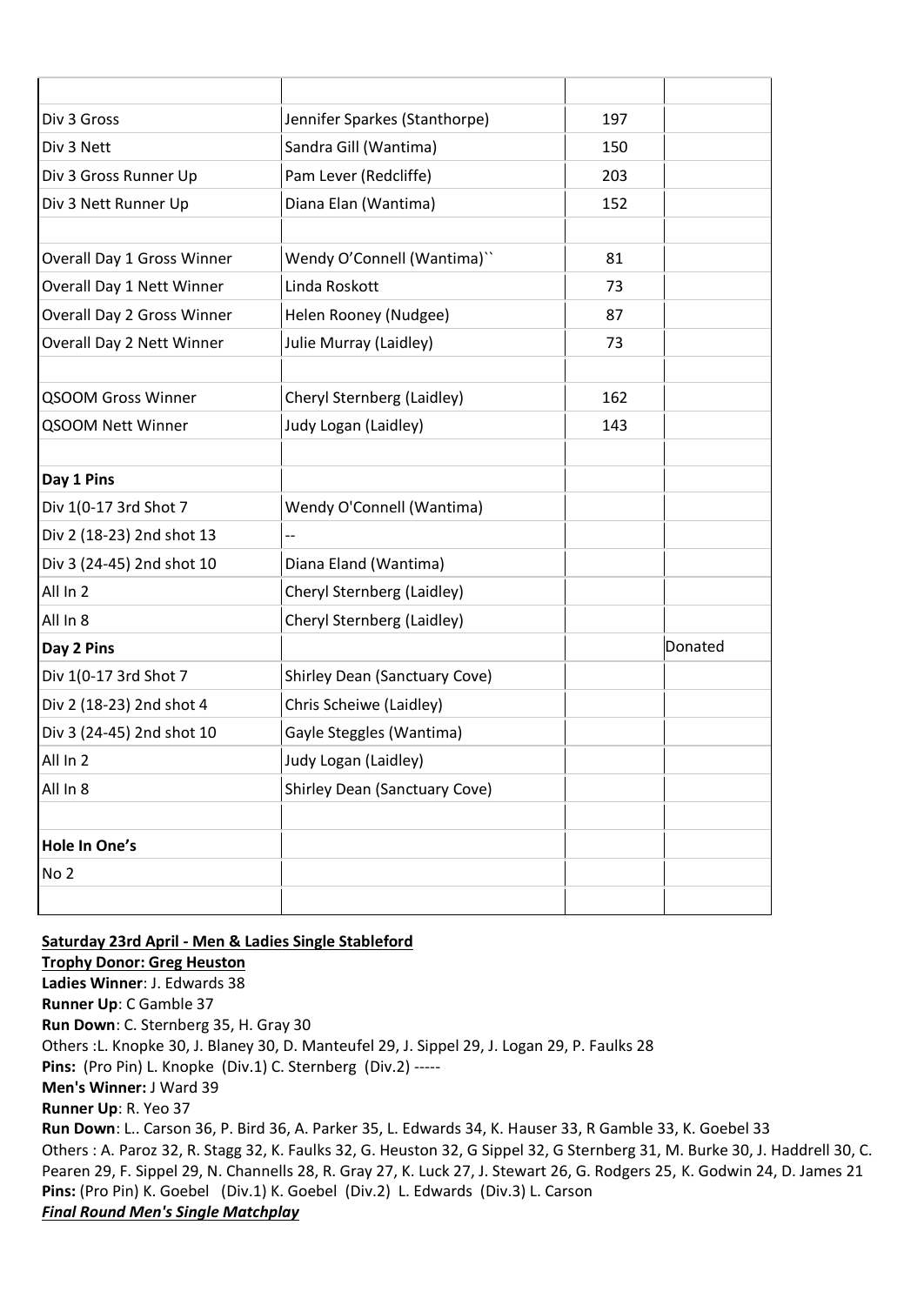| | | | |
|---|---|---|---|
| Div 3 Gross | Jennifer Sparkes (Stanthorpe) | 197 | |
| Div 3 Nett | Sandra Gill (Wantima) | 150 | |
| Div 3 Gross Runner Up | Pam Lever (Redcliffe) | 203 | |
| Div 3 Nett Runner Up | Diana Elan (Wantima) | 152 | |
| | | | |
| Overall Day 1 Gross Winner | Wendy O'Connell (Wantima)`` | 81 | |
| Overall Day 1 Nett Winner | Linda Roskott | 73 | |
| Overall Day 2 Gross Winner | Helen Rooney (Nudgee) | 87 | |
| Overall Day 2 Nett Winner | Julie Murray (Laidley) | 73 | |
| | | | |
| QSOOM Gross Winner | Cheryl Sternberg (Laidley) | 162 | |
| QSOOM Nett Winner | Judy Logan (Laidley) | 143 | |
| | | | |
| **Day 1 Pins** | | | |
| Div 1(0-17 3rd Shot 7 | Wendy O'Connell (Wantima) | | |
| Div 2 (18-23) 2nd shot 13 | -- | | |
| Div 3 (24-45) 2nd shot 10 | Diana Eland (Wantima) | | |
| All In 2 | Cheryl Sternberg (Laidley) | | |
| All In 8 | Cheryl Sternberg (Laidley) | | |
| **Day 2 Pins** | | | Donated |
| Div 1(0-17 3rd Shot 7 | Shirley Dean (Sanctuary Cove) | | |
| Div 2 (18-23) 2nd shot 4 | Chris Scheiwe (Laidley) | | |
| Div 3 (24-45) 2nd shot 10 | Gayle Steggles (Wantima) | | |
| All In 2 | Judy Logan (Laidley) | | |
| All In 8 | Shirley Dean (Sanctuary Cove) | | |
| | | | |
| **Hole In One's** | | | |
| No 2 | | | |
| | | | |

**Saturday 23rd April - Men & Ladies Single Stableford**

**Trophy Donor: Greg Heuston**

**Ladies Winner**: J. Edwards 38

**Runner Up**: C Gamble 37

**Run Down**: C. Sternberg 35, H. Gray 30

Others :L. Knopke 30, J. Blaney 30, D. Manteufel 29, J. Sippel 29, J. Logan 29, P. Faulks 28

**Pins:** (Pro Pin) L. Knopke (Div.1) C. Sternberg (Div.2) -----

**Men's Winner:** J Ward 39

**Runner Up**: R. Yeo 37

**Run Down**: L.. Carson 36, P. Bird 36, A. Parker 35, L. Edwards 34, K. Hauser 33, R Gamble 33, K. Goebel 33

Others : A. Paroz 32, R. Stagg 32, K. Faulks 32, G. Heuston 32, G Sippel 32, G Sternberg 31, M. Burke 30, J. Haddrell 30, C. Pearen 29, F. Sippel 29, N. Channells 28, R. Gray 27, K. Luck 27, J. Stewart 26, G. Rodgers 25, K. Godwin 24, D. James 21

**Pins:** (Pro Pin) K. Goebel (Div.1) K. Goebel (Div.2) L. Edwards (Div.3) L. Carson

***Final Round Men's Single Matchplay***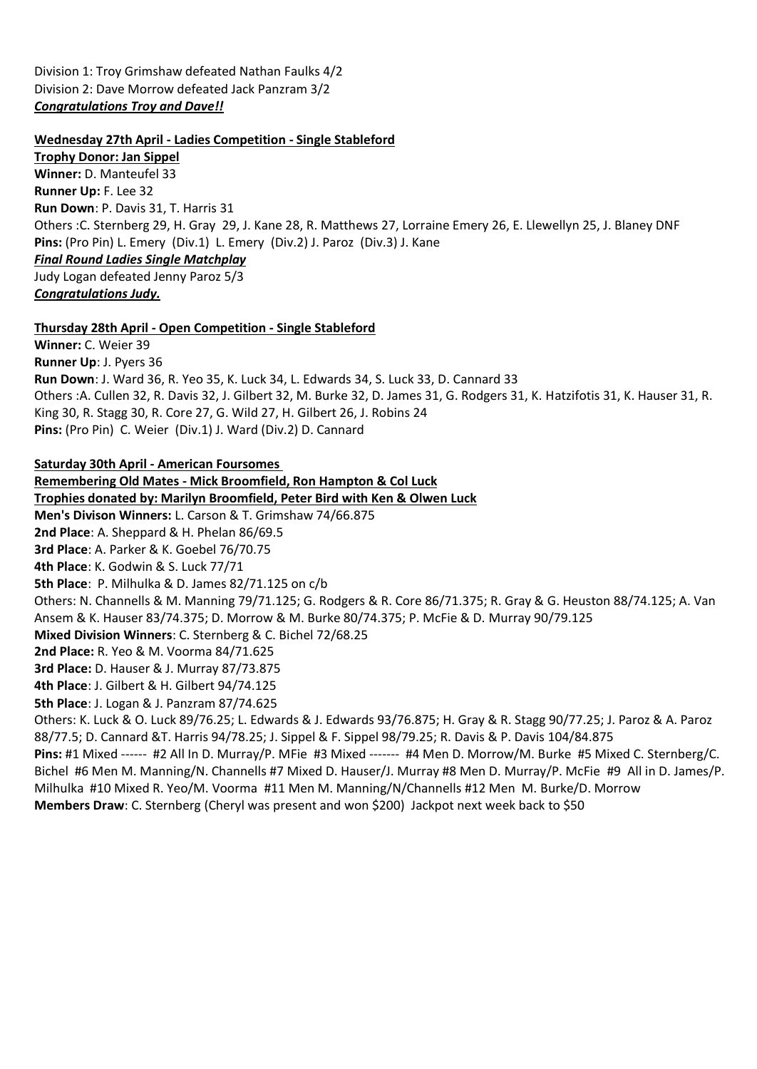Division 1: Troy Grimshaw defeated Nathan Faulks 4/2
Division 2: Dave Morrow defeated Jack Panzram 3/2
***Congratulations Troy and Dave!!***

**Wednesday 27th April - Ladies Competition - Single Stableford**
**Trophy Donor: Jan Sippel**
**Winner:** D. Manteufel 33
**Runner Up:** F. Lee 32
**Run Down**: P. Davis 31, T. Harris 31
Others :C. Sternberg 29, H. Gray 29, J. Kane 28, R. Matthews 27, Lorraine Emery 26, E. Llewellyn 25, J. Blaney DNF
**Pins:** (Pro Pin) L. Emery (Div.1) L. Emery (Div.2) J. Paroz (Div.3) J. Kane
***Final Round Ladies Single Matchplay***
Judy Logan defeated Jenny Paroz 5/3
***Congratulations Judy.***

**Thursday 28th April - Open Competition - Single Stableford**
**Winner:** C. Weier 39
**Runner Up**: J. Pyers 36
**Run Down**: J. Ward 36, R. Yeo 35, K. Luck 34, L. Edwards 34, S. Luck 33, D. Cannard 33
Others :A. Cullen 32, R. Davis 32, J. Gilbert 32, M. Burke 32, D. James 31, G. Rodgers 31, K. Hatzifotis 31, K. Hauser 31, R. King 30, R. Stagg 30, R. Core 27, G. Wild 27, H. Gilbert 26, J. Robins 24
**Pins:** (Pro Pin) C. Weier (Div.1) J. Ward (Div.2) D. Cannard

**Saturday 30th April - American Foursomes**
**Remembering Old Mates - Mick Broomfield, Ron Hampton & Col Luck**
**Trophies donated by: Marilyn Broomfield, Peter Bird with Ken & Olwen Luck**
**Men's Divison Winners:** L. Carson & T. Grimshaw 74/66.875
**2nd Place**: A. Sheppard & H. Phelan 86/69.5
**3rd Place**: A. Parker & K. Goebel 76/70.75
**4th Place**: K. Godwin & S. Luck 77/71
**5th Place**: P. Milhulka & D. James 82/71.125 on c/b
Others: N. Channells & M. Manning 79/71.125; G. Rodgers & R. Core 86/71.375; R. Gray & G. Heuston 88/74.125; A. Van Ansem & K. Hauser 83/74.375; D. Morrow & M. Burke 80/74.375; P. McFie & D. Murray 90/79.125
**Mixed Division Winners**: C. Sternberg & C. Bichel 72/68.25
**2nd Place:** R. Yeo & M. Voorma 84/71.625
**3rd Place:** D. Hauser & J. Murray 87/73.875
**4th Place**: J. Gilbert & H. Gilbert 94/74.125
**5th Place**: J. Logan & J. Panzram 87/74.625
Others: K. Luck & O. Luck 89/76.25; L. Edwards & J. Edwards 93/76.875; H. Gray & R. Stagg 90/77.25; J. Paroz & A. Paroz 88/77.5; D. Cannard &T. Harris 94/78.25; J. Sippel & F. Sippel 98/79.25; R. Davis & P. Davis 104/84.875
**Pins:** #1 Mixed ------ #2 All In D. Murray/P. MFie #3 Mixed ------- #4 Men D. Morrow/M. Burke #5 Mixed C. Sternberg/C. Bichel #6 Men M. Manning/N. Channells #7 Mixed D. Hauser/J. Murray #8 Men D. Murray/P. McFie #9 All in D. James/P. Milhulka #10 Mixed R. Yeo/M. Voorma #11 Men M. Manning/N/Channells #12 Men M. Burke/D. Morrow
**Members Draw**: C. Sternberg (Cheryl was present and won $200) Jackpot next week back to $50